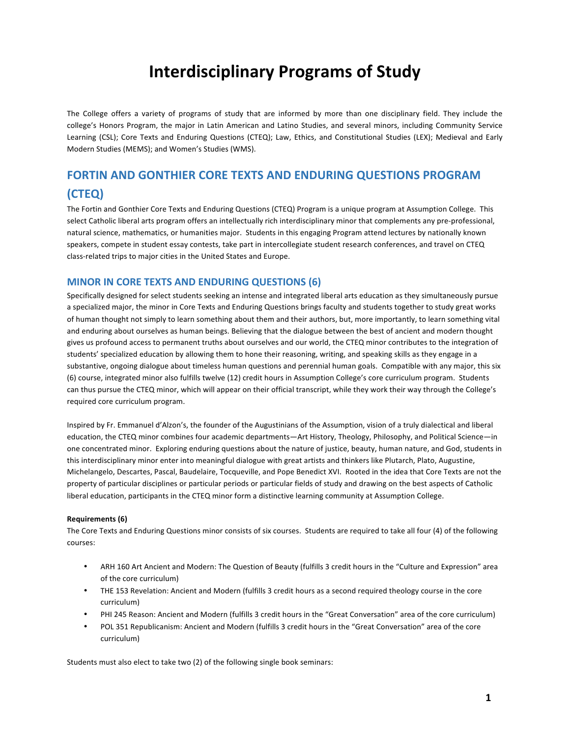# Interdisciplinary Programs of Study

The College offers a variety of programs of study that are informed by more than one disciplinary field. They include the college's Honors Program, the major in Latin American and Latino Studies, and several minors, including Community Service Learning (CSL); Core Texts and Enduring Questions (CTEQ); Law, Ethics, and Constitutional Studies (LEX); Medieval and Early Modern Studies (MEMS); and Women's Studies (WMS).

## FORTIN AND GONTHIER CORE TEXTS AND ENDURING QUESTIONS PROGRAM (CTEQ)

The Fortin and Gonthier Core Texts and Enduring Questions (CTEQ) Program is a unique program at Assumption College. This select Catholic liberal arts program offers an intellectually rich interdisciplinary minor that complements any pre-professional, natural science, mathematics, or humanities major. Students in this engaging Program attend lectures by nationally known speakers, compete in student essay contests, take part in intercollegiate student research conferences, and travel on CTEQ class-related trips to major cities in the United States and Europe.

### MINOR IN CORE TEXTS AND ENDURING QUESTIONS (6)

Specifically designed for select students seeking an intense and integrated liberal arts education as they simultaneously pursue a specialized major, the minor in Core Texts and Enduring Questions brings faculty and students together to study great works of human thought not simply to learn something about them and their authors, but, more importantly, to learn something vital and enduring about ourselves as human beings. Believing that the dialogue between the best of ancient and modern thought gives us profound access to permanent truths about ourselves and our world, the CTEQ minor contributes to the integration of students' specialized education by allowing them to hone their reasoning, writing, and speaking skills as they engage in a substantive, ongoing dialogue about timeless human questions and perennial human goals. Compatible with any major, this six (6) course, integrated minor also fulfills twelve (12) credit hours in Assumption College's core curriculum program. Students can thus pursue the CTEQ minor, which will appear on their official transcript, while they work their way through the College's required core curriculum program.

Inspired by Fr. Emmanuel d'Alzon's, the founder of the Augustinians of the Assumption, vision of a truly dialectical and liberal education, the CTEQ minor combines four academic departments—Art History, Theology, Philosophy, and Political Science—in one concentrated minor. Exploring enduring questions about the nature of justice, beauty, human nature, and God, students in this interdisciplinary minor enter into meaningful dialogue with great artists and thinkers like Plutarch, Plato, Augustine, Michelangelo, Descartes, Pascal, Baudelaire, Tocqueville, and Pope Benedict XVI. Rooted in the idea that Core Texts are not the property of particular disciplines or particular periods or particular fields of study and drawing on the best aspects of Catholic liberal education, participants in the CTEQ minor form a distinctive learning community at Assumption College.

**Requirements (6)**

The Core Texts and Enduring Questions minor consists of six courses. Students are required to take all four (4) of the following courses:

- ARH 160 Art Ancient and Modern: The Question of Beauty (fulfills 3 credit hours in the "Culture and Expression" area of the core curriculum)
- THE 153 Revelation: Ancient and Modern (fulfills 3 credit hours as a second required theology course in the core curriculum)
- PHI 245 Reason: Ancient and Modern (fulfills 3 credit hours in the "Great Conversation" area of the core curriculum)
- POL 351 Republicanism: Ancient and Modern (fulfills 3 credit hours in the "Great Conversation" area of the core curriculum)

Students must also elect to take two (2) of the following single book seminars: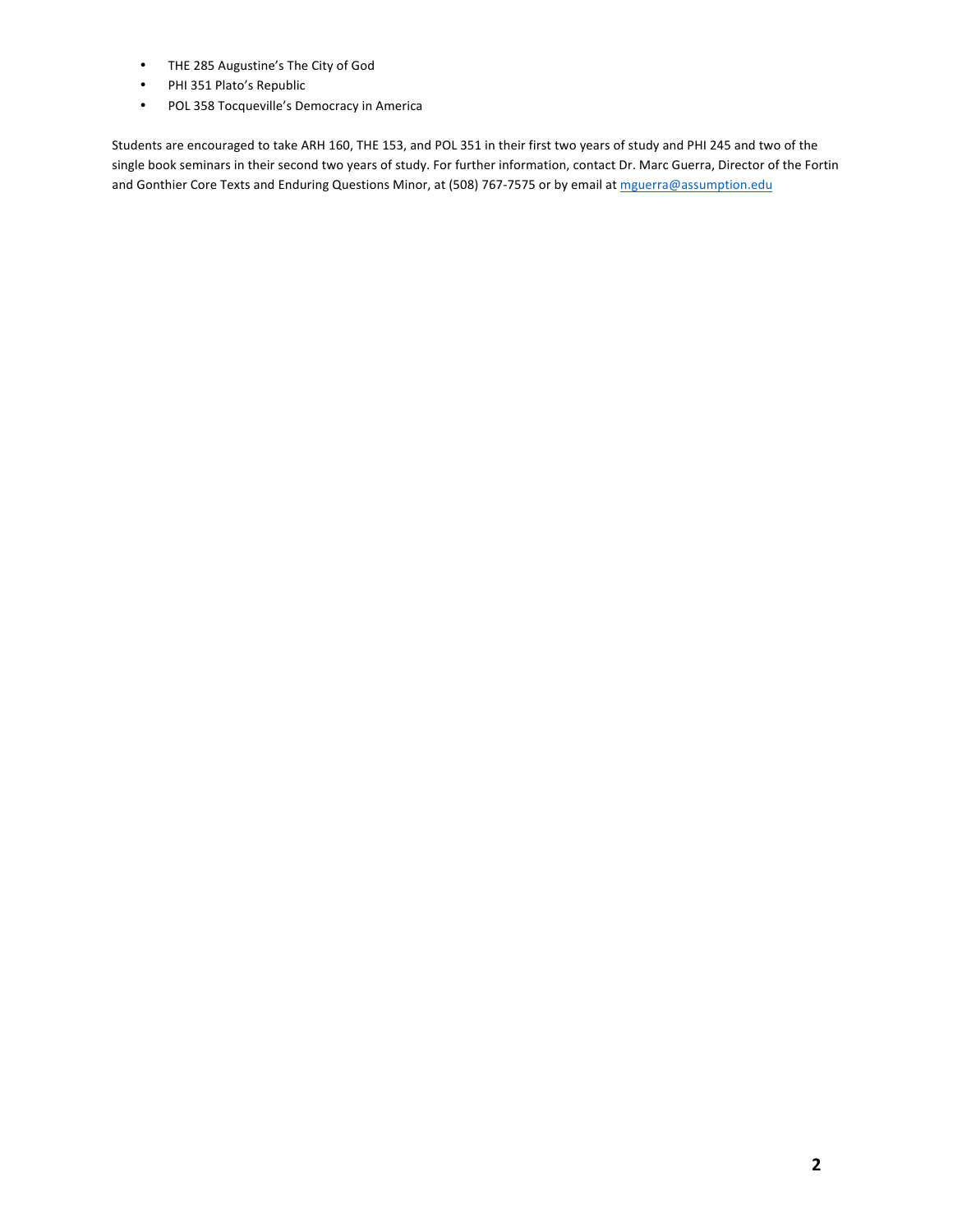- THE 285 Augustine's The City of God
- PHI 351 Plato's Republic
- POL 358 Tocqueville's Democracy in America

Students are encouraged to take ARH 160, THE 153, and POL 351 in their first two years of study and PHI 245 and two of the single book seminars in their second two years of study. For further information, contact Dr. Marc Guerra, Director of the Fortin and Gonthier Core Texts and Enduring Questions Minor, at (508) 767-7575 or by email at mguerra@assumption.edu